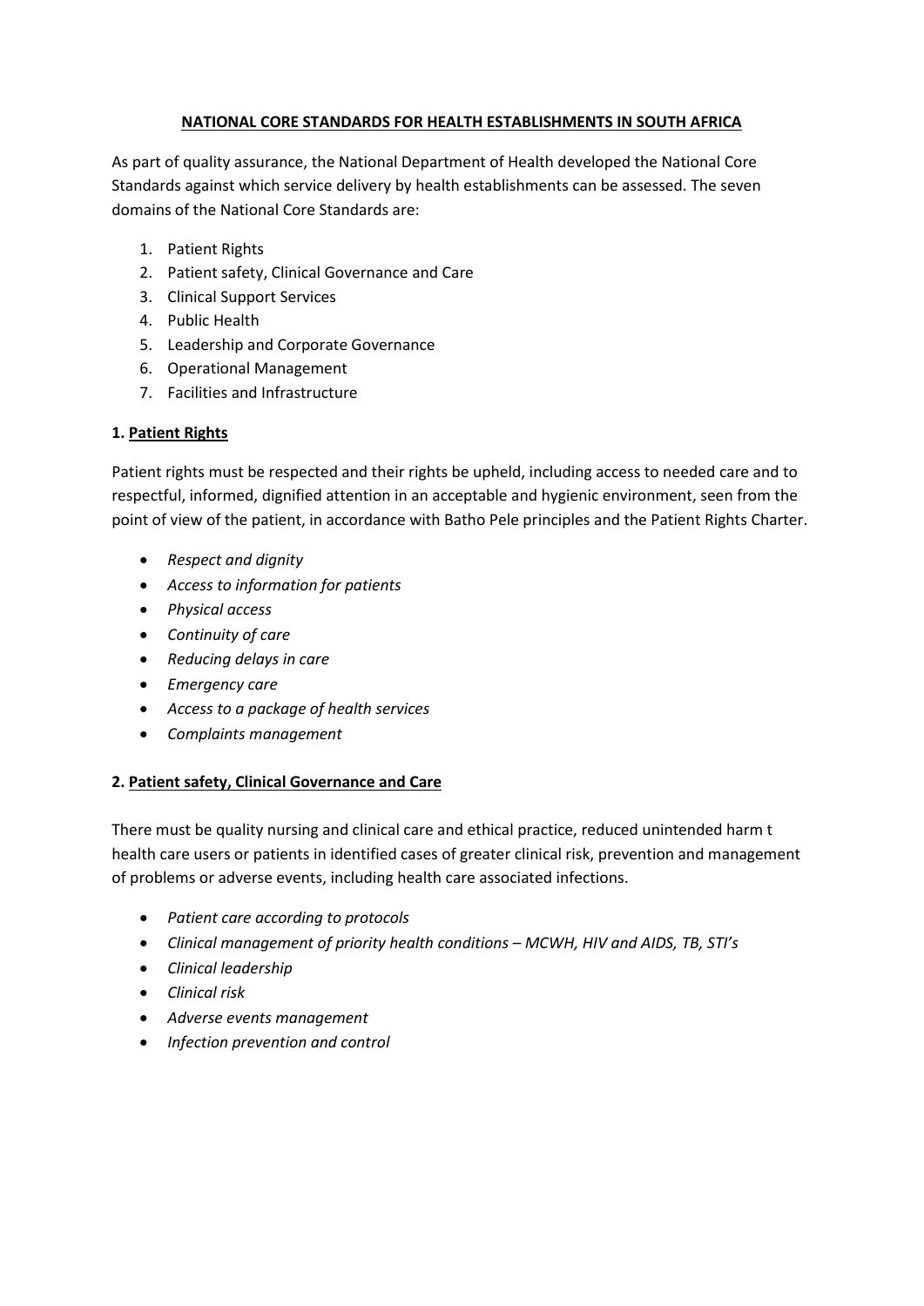# NATIONAL CORE STANDARDS FOR HEALTH ESTABLISHMENTS IN SOUTH AFRICA

As part of quality assurance, the National Department of Health developed the National Core Standards against which service delivery by health establishments can be assessed. The seven domains of the National Core Standards are:

1. Patient Rights
2. Patient safety, Clinical Governance and Care
3. Clinical Support Services
4. Public Health
5. Leadership and Corporate Governance
6. Operational Management
7. Facilities and Infrastructure

## 1. Patient Rights

Patient rights must be respected and their rights be upheld, including access to needed care and to respectful, informed, dignified attention in an acceptable and hygienic environment, seen from the point of view of the patient, in accordance with Batho Pele principles and the Patient Rights Charter.

- *Respect and dignity*
- *Access to information for patients*
- *Physical access*
- *Continuity of care*
- *Reducing delays in care*
- *Emergency care*
- *Access to a package of health services*
- *Complaints management*

## 2. Patient safety, Clinical Governance and Care

There must be quality nursing and clinical care and ethical practice, reduced unintended harm t health care users or patients in identified cases of greater clinical risk, prevention and management of problems or adverse events, including health care associated infections.

- *Patient care according to protocols*
- *Clinical management of priority health conditions – MCWH, HIV and AIDS, TB, STI's*
- *Clinical leadership*
- *Clinical risk*
- *Adverse events management*
- *Infection prevention and control*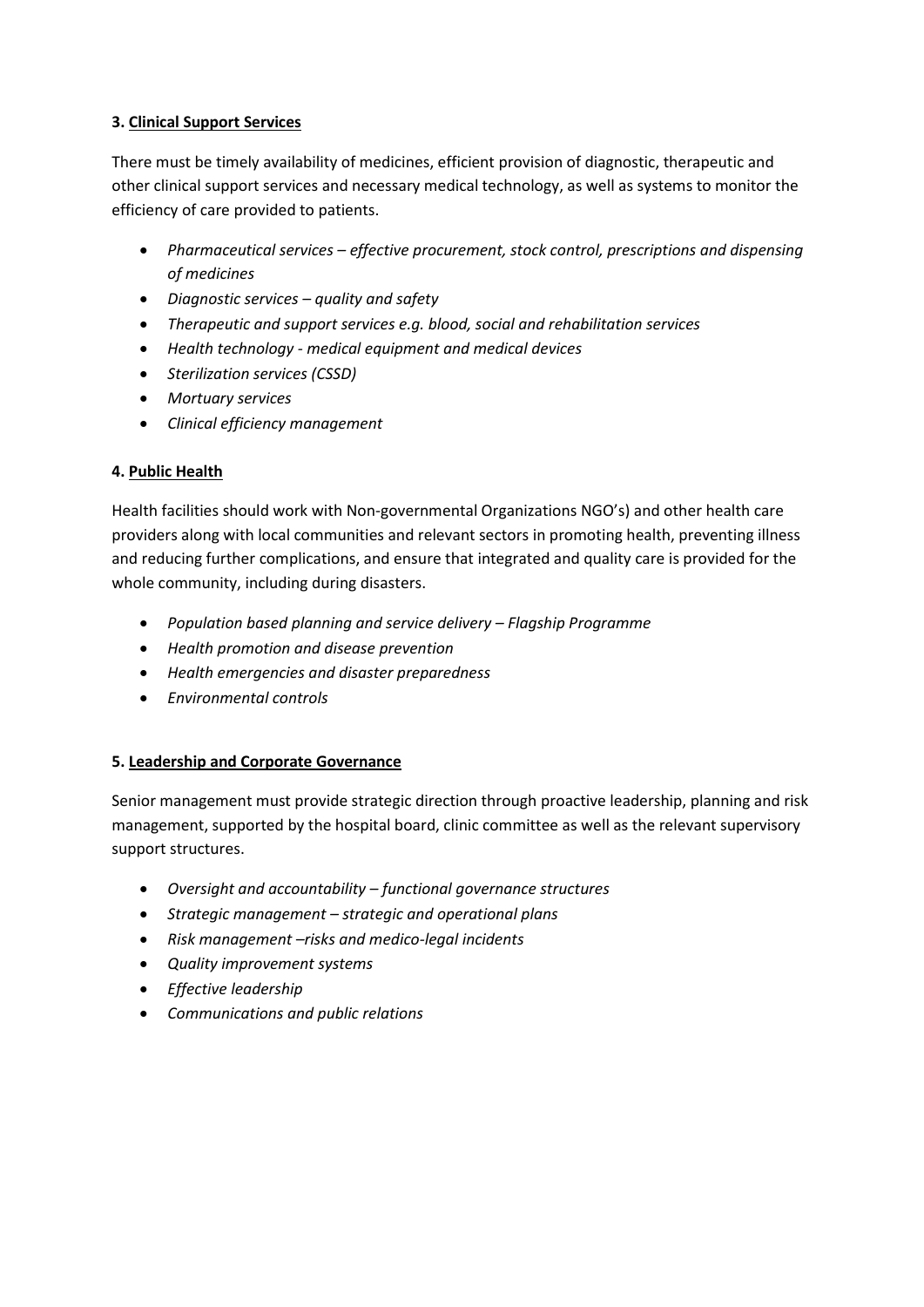**3. <u>Clinical Support Services</u>**

There must be timely availability of medicines, efficient provision of diagnostic, therapeutic and other clinical support services and necessary medical technology, as well as systems to monitor the efficiency of care provided to patients.

- *Pharmaceutical services – effective procurement, stock control, prescriptions and dispensing of medicines*
- *Diagnostic services – quality and safety*
- *Therapeutic and support services e.g. blood, social and rehabilitation services*
- *Health technology - medical equipment and medical devices*
- *Sterilization services (CSSD)*
- *Mortuary services*
- *Clinical efficiency management*

**4. <u>Public Health</u>**

Health facilities should work with Non-governmental Organizations NGO's) and other health care providers along with local communities and relevant sectors in promoting health, preventing illness and reducing further complications, and ensure that integrated and quality care is provided for the whole community, including during disasters.

- *Population based planning and service delivery – Flagship Programme*
- *Health promotion and disease prevention*
- *Health emergencies and disaster preparedness*
- *Environmental controls*

**5. <u>Leadership and Corporate Governance</u>**

Senior management must provide strategic direction through proactive leadership, planning and risk management, supported by the hospital board, clinic committee as well as the relevant supervisory support structures.

- *Oversight and accountability – functional governance structures*
- *Strategic management – strategic and operational plans*
- *Risk management –risks and medico-legal incidents*
- *Quality improvement systems*
- *Effective leadership*
- *Communications and public relations*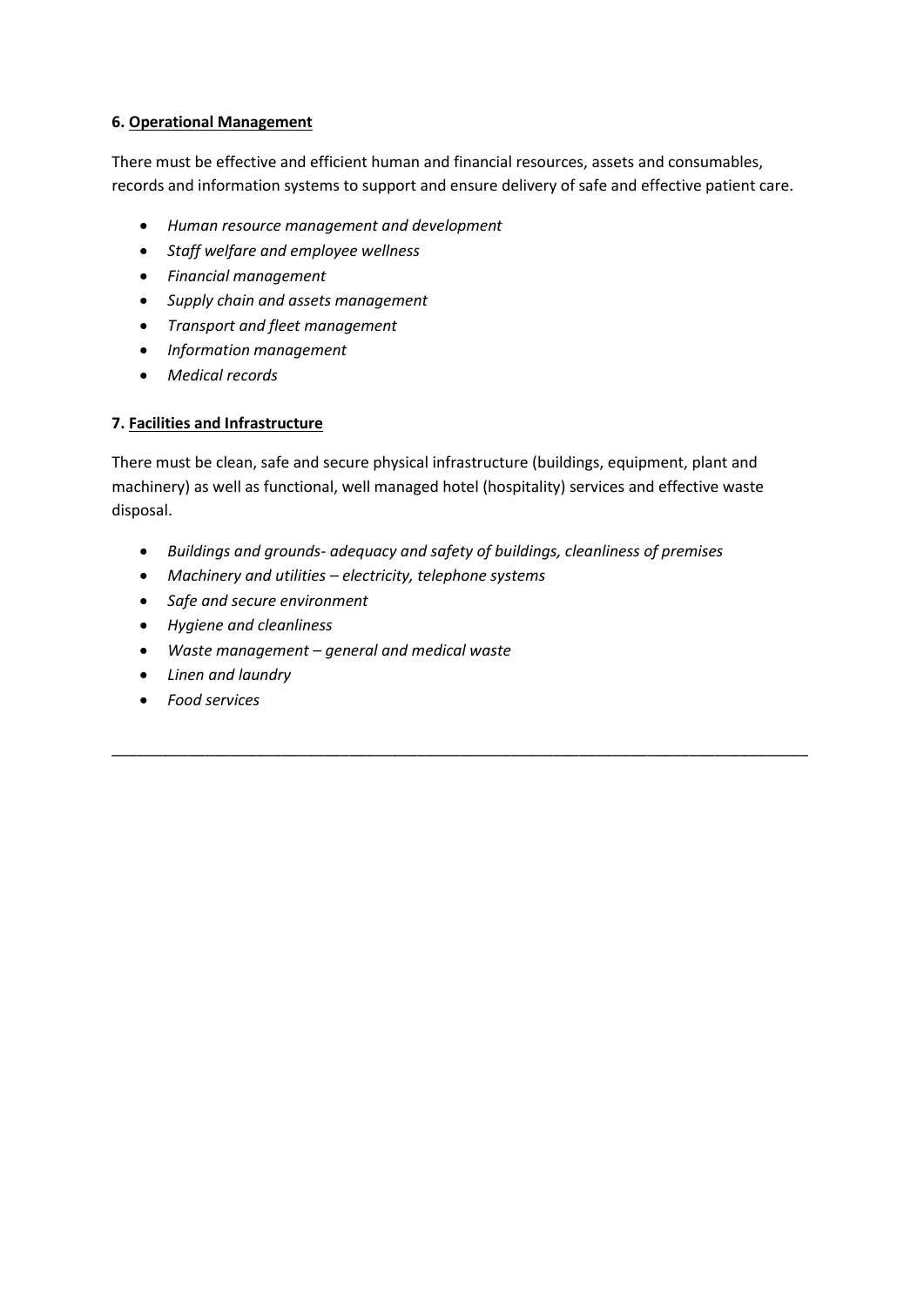### 6. <u>Operational Management</u>

There must be effective and efficient human and financial resources, assets and consumables, records and information systems to support and ensure delivery of safe and effective patient care.

- *Human resource management and development*
- *Staff welfare and employee wellness*
- *Financial management*
- *Supply chain and assets management*
- *Transport and fleet management*
- *Information management*
- *Medical records*

### 7. <u>Facilities and Infrastructure</u>

There must be clean, safe and secure physical infrastructure (buildings, equipment, plant and machinery) as well as functional, well managed hotel (hospitality) services and effective waste disposal.

- *Buildings and grounds- adequacy and safety of buildings, cleanliness of premises*
- *Machinery and utilities – electricity, telephone systems*
- *Safe and secure environment*
- *Hygiene and cleanliness*
- *Waste management – general and medical waste*
- *Linen and laundry*
- *Food services*

---